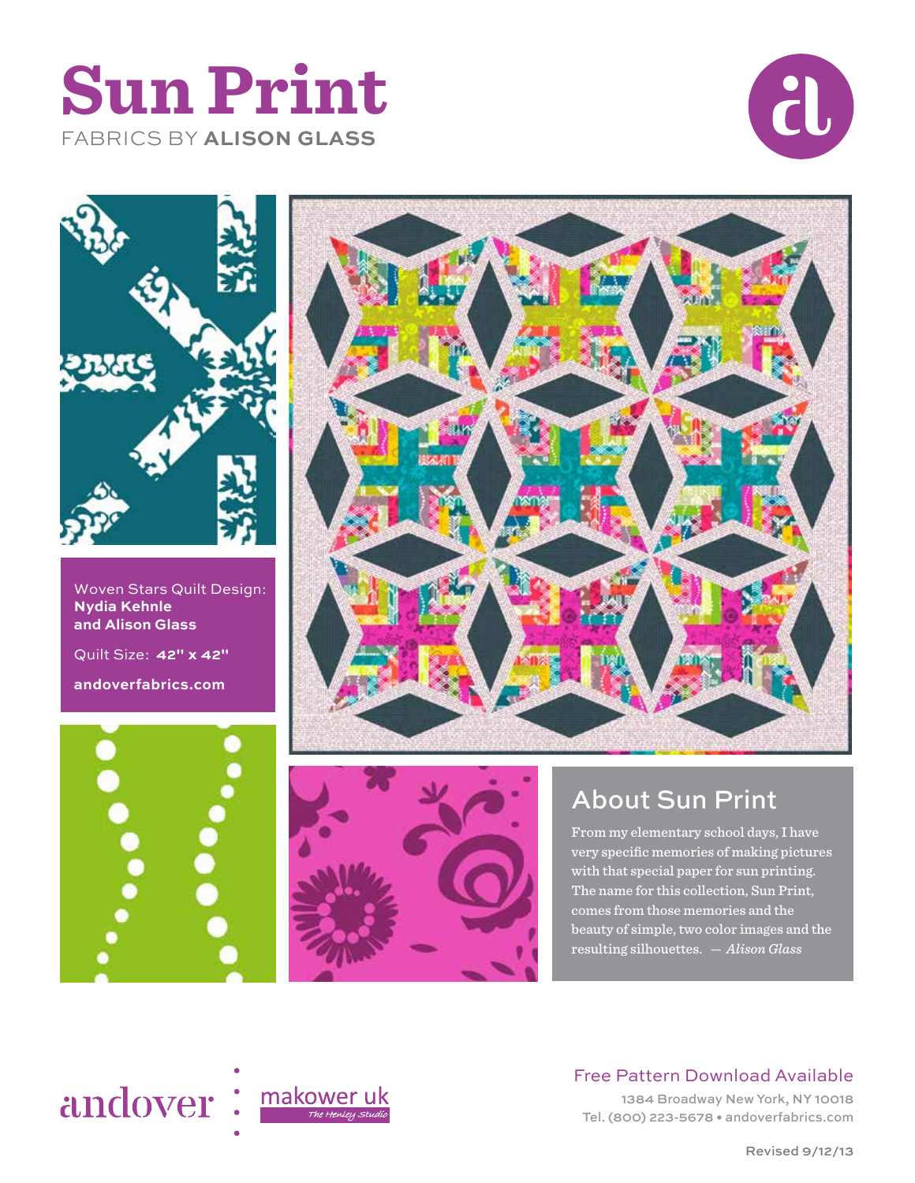# Sun Print

FABRICS BY **ALISON GLASS**

Woven Stars Quilt Design:
**Nydia Kehnle**
**and Alison Glass**

Quilt Size: **42" x 42"**

**andoverfabrics.com**

## About Sun Print

From my elementary school days, I have very specific memories of making pictures with that special paper for sun printing. The name for this collection, Sun Print, comes from those memories and the beauty of simple, two color images and the resulting silhouettes. — *Alison Glass*

andover • makower uk *The Henley Studio*

Free Pattern Download Available

1384 Broadway New York, NY 10018
Tel. (800) 223-5678 • andoverfabrics.com

Revised 9/12/13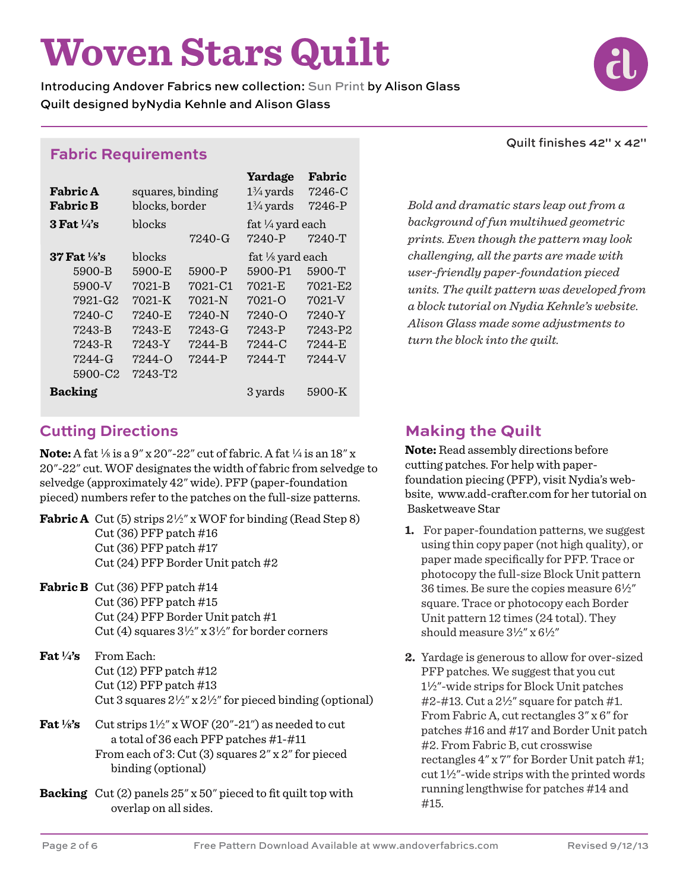# Woven Stars Quilt

**Introducing Andover Fabrics new collection: Sun Print by Alison Glass**
**Quilt designed byNydia Kehnle and Alison Glass**

Quilt finishes 42" x 42"

## Fabric Requirements

| | | | Yardage | Fabric |
|---|---|---|---|---|
| **Fabric A** | squares, binding | | 1¾ yards | 7246-C |
| **Fabric B** | blocks, border | | 1¾ yards | 7246-P |
| **3 Fat ¼'s** | blocks | | fat ¼ yard each | |
| | | 7240-G | 7240-P | 7240-T |
| **37 Fat ⅛'s** | blocks | | fat ⅛ yard each | |
| 5900-B | 5900-E | 5900-P | 5900-P1 | 5900-T |
| 5900-V | 7021-B | 7021-C1 | 7021-E | 7021-E2 |
| 7921-G2 | 7021-K | 7021-N | 7021-O | 7021-V |
| 7240-C | 7240-E | 7240-N | 7240-O | 7240-Y |
| 7243-B | 7243-E | 7243-G | 7243-P | 7243-P2 |
| 7243-R | 7243-Y | 7244-B | 7244-C | 7244-E |
| 7244-G | 7244-O | 7244-P | 7244-T | 7244-V |
| 5900-C2 | 7243-T2 | | | |
| **Backing** | | | 3 yards | 5900-K |

*Bold and dramatic stars leap out from a background of fun multihued geometric prints. Even though the pattern may look challenging, all the parts are made with user-friendly paper-foundation pieced units. The quilt pattern was developed from a block tutorial on Nydia Kehnle's website. Alison Glass made some adjustments to turn the block into the quilt.*

## Cutting Directions

**Note:** A fat ⅛ is a 9" x 20"-22" cut of fabric. A fat ¼ is an 18" x 20"-22" cut. WOF designates the width of fabric from selvedge to selvedge (approximately 42" wide). PFP (paper-foundation pieced) numbers refer to the patches on the full-size patterns.

**Fabric A** Cut (5) strips 2½" x WOF for binding (Read Step 8)
Cut (36) PFP patch #16
Cut (36) PFP patch #17
Cut (24) PFP Border Unit patch #2

**Fabric B** Cut (36) PFP patch #14
Cut (36) PFP patch #15
Cut (24) PFP Border Unit patch #1
Cut (4) squares 3½" x 3½" for border corners

**Fat ¼'s** From Each:
Cut (12) PFP patch #12
Cut (12) PFP patch #13
Cut 3 squares 2½" x 2½" for pieced binding (optional)

**Fat ⅛'s** Cut strips 1½" x WOF (20"-21") as needed to cut a total of 36 each PFP patches #1-#11
From each of 3: Cut (3) squares 2" x 2" for pieced binding (optional)

**Backing** Cut (2) panels 25" x 50" pieced to fit quilt top with overlap on all sides.

## Making the Quilt

**Note:** Read assembly directions before cutting patches. For help with paper-foundation piecing (PFP), visit Nydia's webbsite, www.add-crafter.com for her tutorial on Basketweave Star

1. For paper-foundation patterns, we suggest using thin copy paper (not high quality), or paper made specifically for PFP. Trace or photocopy the full-size Block Unit pattern 36 times. Be sure the copies measure 6½" square. Trace or photocopy each Border Unit pattern 12 times (24 total). They should measure 3½" x 6½"

2. Yardage is generous to allow for over-sized PFP patches. We suggest that you cut 1½"-wide strips for Block Unit patches #2-#13. Cut a 2½" square for patch #1. From Fabric A, cut rectangles 3" x 6" for patches #16 and #17 and Border Unit patch #2. From Fabric B, cut crosswise rectangles 4" x 7" for Border Unit patch #1; cut 1½"-wide strips with the printed words running lengthwise for patches #14 and #15.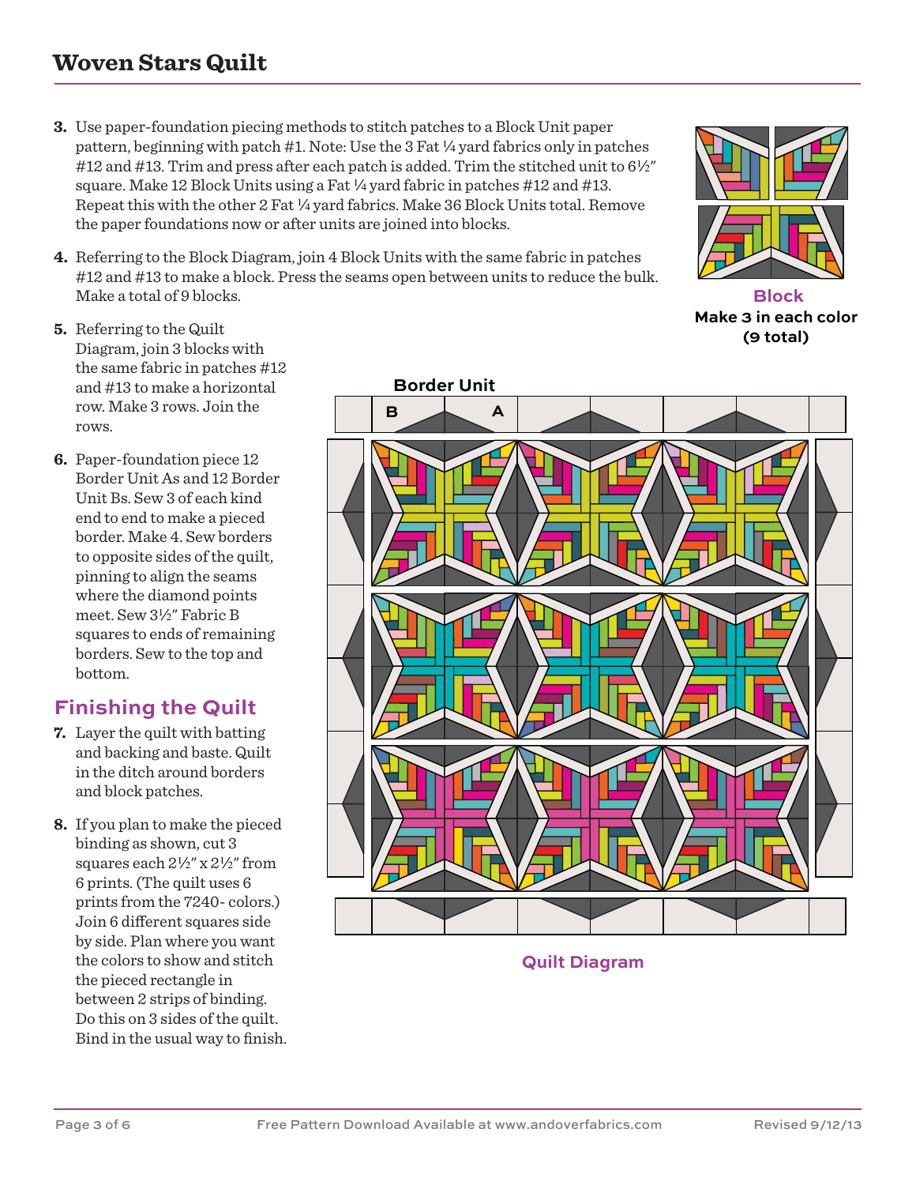# Woven Stars Quilt

3. Use paper-foundation piecing methods to stitch patches to a Block Unit paper pattern, beginning with patch #1. Note: Use the 3 Fat ¼ yard fabrics only in patches #12 and #13. Trim and press after each patch is added. Trim the stitched unit to 6½" square. Make 12 Block Units using a Fat ¼ yard fabric in patches #12 and #13. Repeat this with the other 2 Fat ¼ yard fabrics. Make 36 Block Units total. Remove the paper foundations now or after units are joined into blocks.

4. Referring to the Block Diagram, join 4 Block Units with the same fabric in patches #12 and #13 to make a block. Press the seams open between units to reduce the bulk. Make a total of 9 blocks.

**Block**
**Make 3 in each color (9 total)**

5. Referring to the Quilt Diagram, join 3 blocks with the same fabric in patches #12 and #13 to make a horizontal row. Make 3 rows. Join the rows.

6. Paper-foundation piece 12 Border Unit As and 12 Border Unit Bs. Sew 3 of each kind end to end to make a pieced border. Make 4. Sew borders to opposite sides of the quilt, pinning to align the seams where the diamond points meet. Sew 3½" Fabric B squares to ends of remaining borders. Sew to the top and bottom.

## Finishing the Quilt

7. Layer the quilt with batting and backing and baste. Quilt in the ditch around borders and block patches.

8. If you plan to make the pieced binding as shown, cut 3 squares each 2½" x 2½" from 6 prints. (The quilt uses 6 prints from the 7240- colors.) Join 6 different squares side by side. Plan where you want the colors to show and stitch the pieced rectangle in between 2 strips of binding. Do this on 3 sides of the quilt. Bind in the usual way to finish.

**Border Unit**

B A

**Quilt Diagram**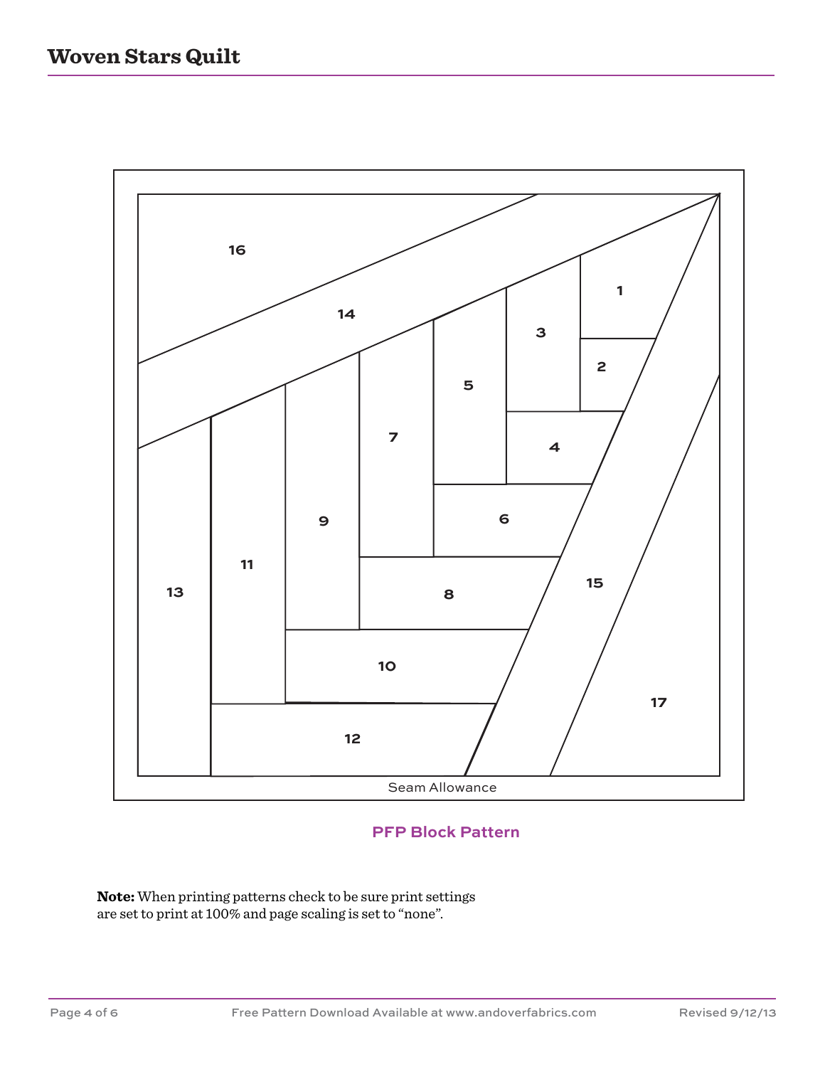# Woven Stars Quilt

16

14

1

3

2

5

7

4

9

6

11

15

13

8

10

17

12

Seam Allowance

**PFP Block Pattern**

**Note:** When printing patterns check to be sure print settings are set to print at 100% and page scaling is set to "none".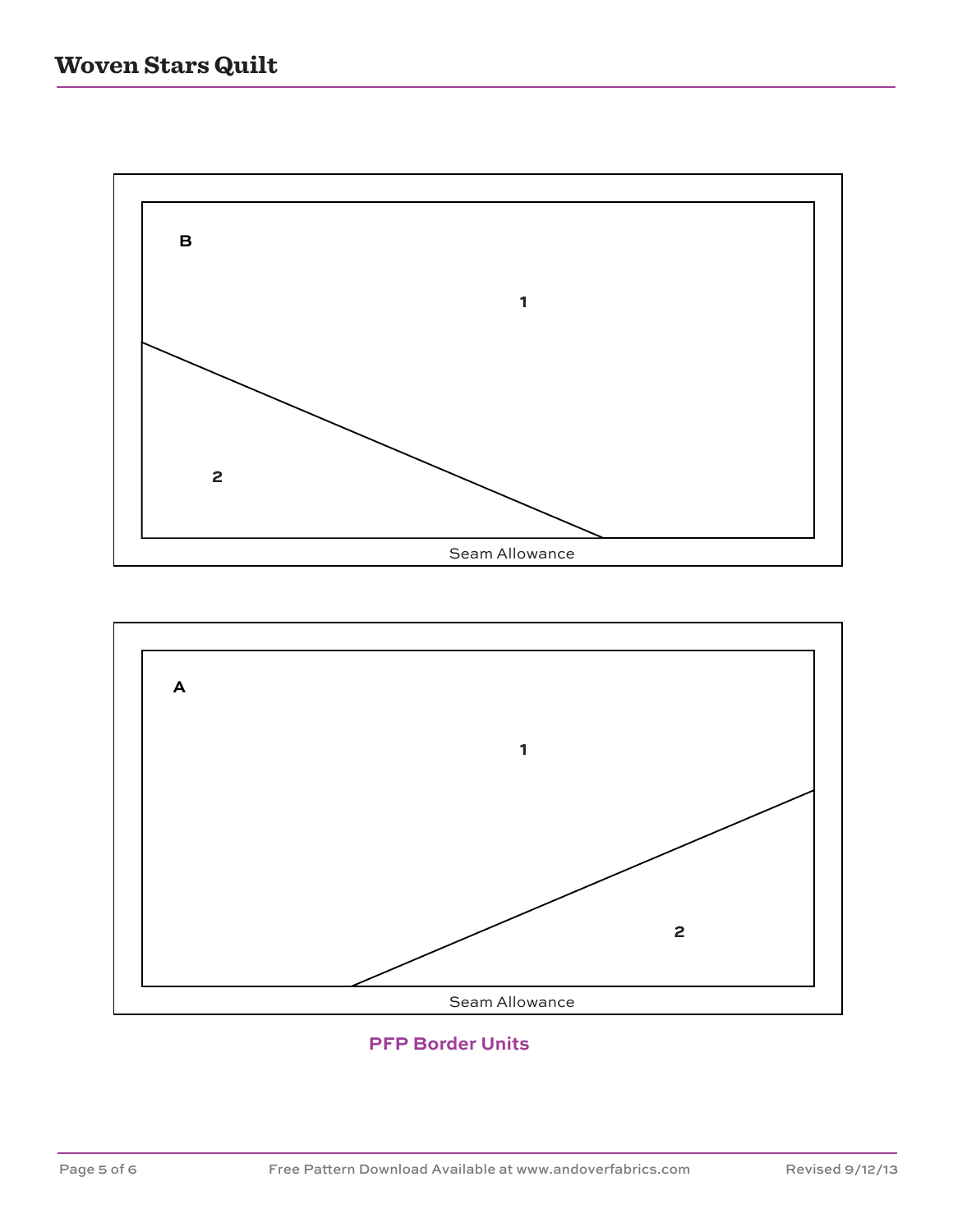B

1

2

Seam Allowance

A

1

2

Seam Allowance

**PFP Border Units**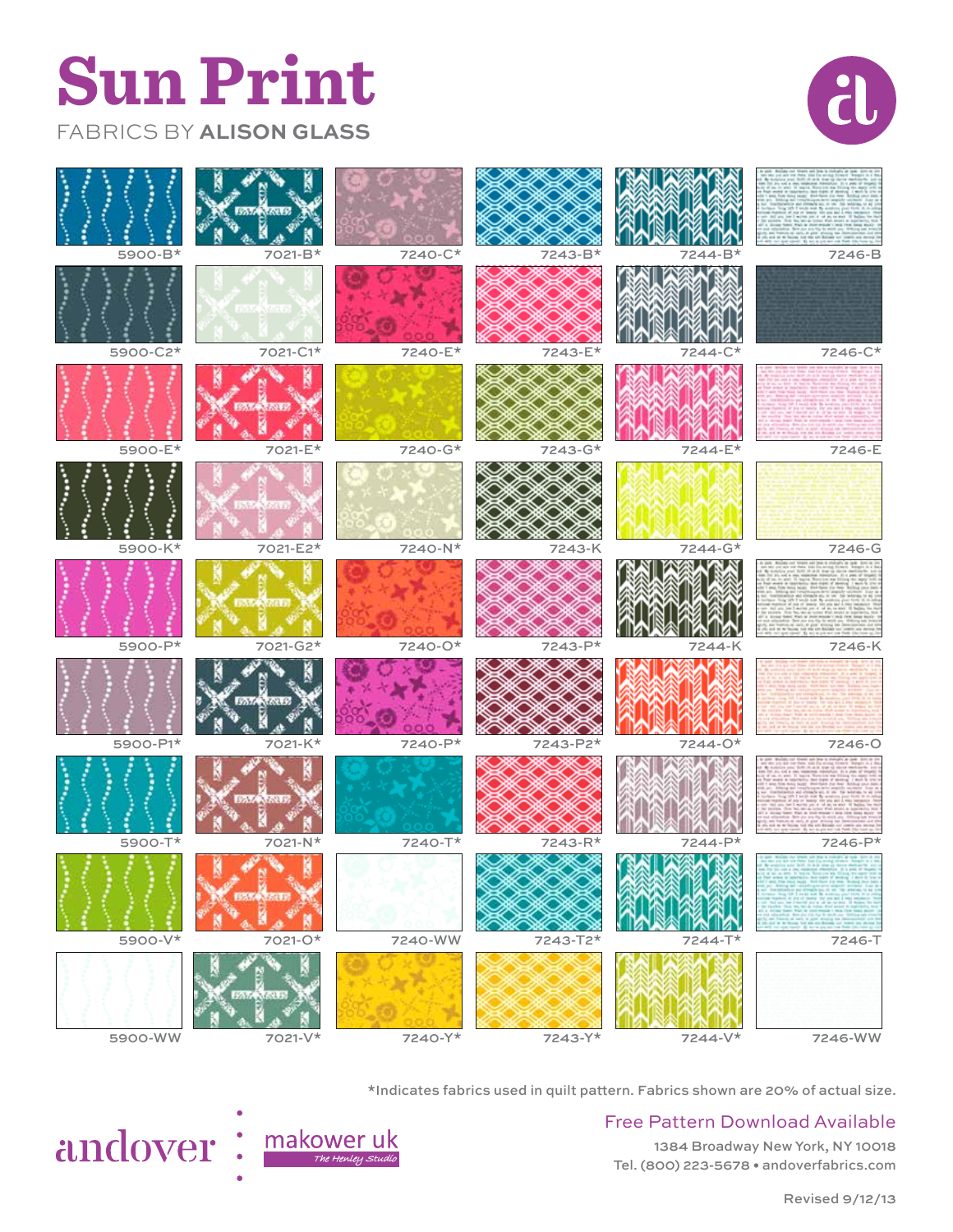# Sun Print

FABRICS BY **ALISON GLASS**

| | | | | | |
|---|---|---|---|---|---|
| 5900-B* | 7021-B* | 7240-C* | 7243-B* | 7244-B* | 7246-B |
| 5900-C2* | 7021-C1* | 7240-E* | 7243-E* | 7244-C* | 7246-C* |
| 5900-E* | 7021-E* | 7240-G* | 7243-G* | 7244-E* | 7246-E |
| 5900-K* | 7021-E2* | 7240-N* | 7243-K | 7244-G* | 7246-G |
| 5900-P* | 7021-G2* | 7240-O* | 7243-P* | 7244-K | 7246-K |
| 5900-P1* | 7021-K* | 7240-P* | 7243-P2* | 7244-O* | 7246-O |
| 5900-T* | 7021-N* | 7240-T* | 7243-R* | 7244-P* | 7246-P* |
| 5900-V* | 7021-O* | 7240-WW | 7243-T2* | 7244-T* | 7246-T |
| 5900-WW | 7021-V* | 7240-Y* | 7243-Y* | 7244-V* | 7246-WW |

*Indicates fabrics used in quilt pattern. Fabrics shown are 20% of actual size.

andover

makower uk
The Henley Studio

Free Pattern Download Available

1384 Broadway New York, NY 10018
Tel. (800) 223-5678 • andoverfabrics.com

Revised 9/12/13